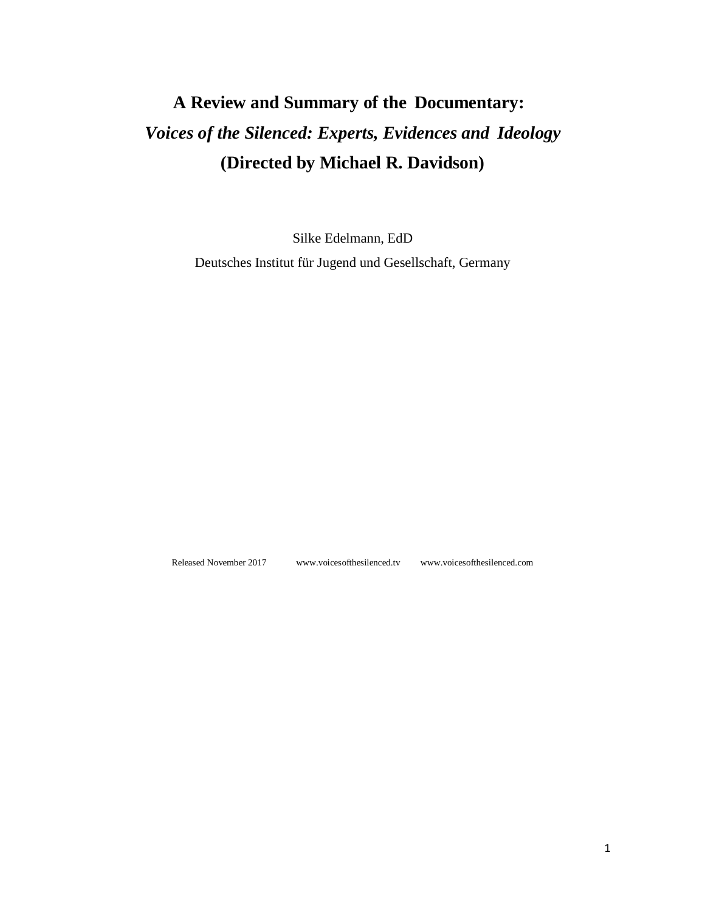# A Review and Summary of the Documentary:

# *Voices of the Silenced: Experts, Evidences and Ideology*

# (Directed by Michael R. Davidson)

Silke Edelmann, EdD

Deutsches Institut für Jugend und Gesellschaft, Germany

Released November 2017 www.voicesofthesilenced.tv www.voicesofthesilenced.com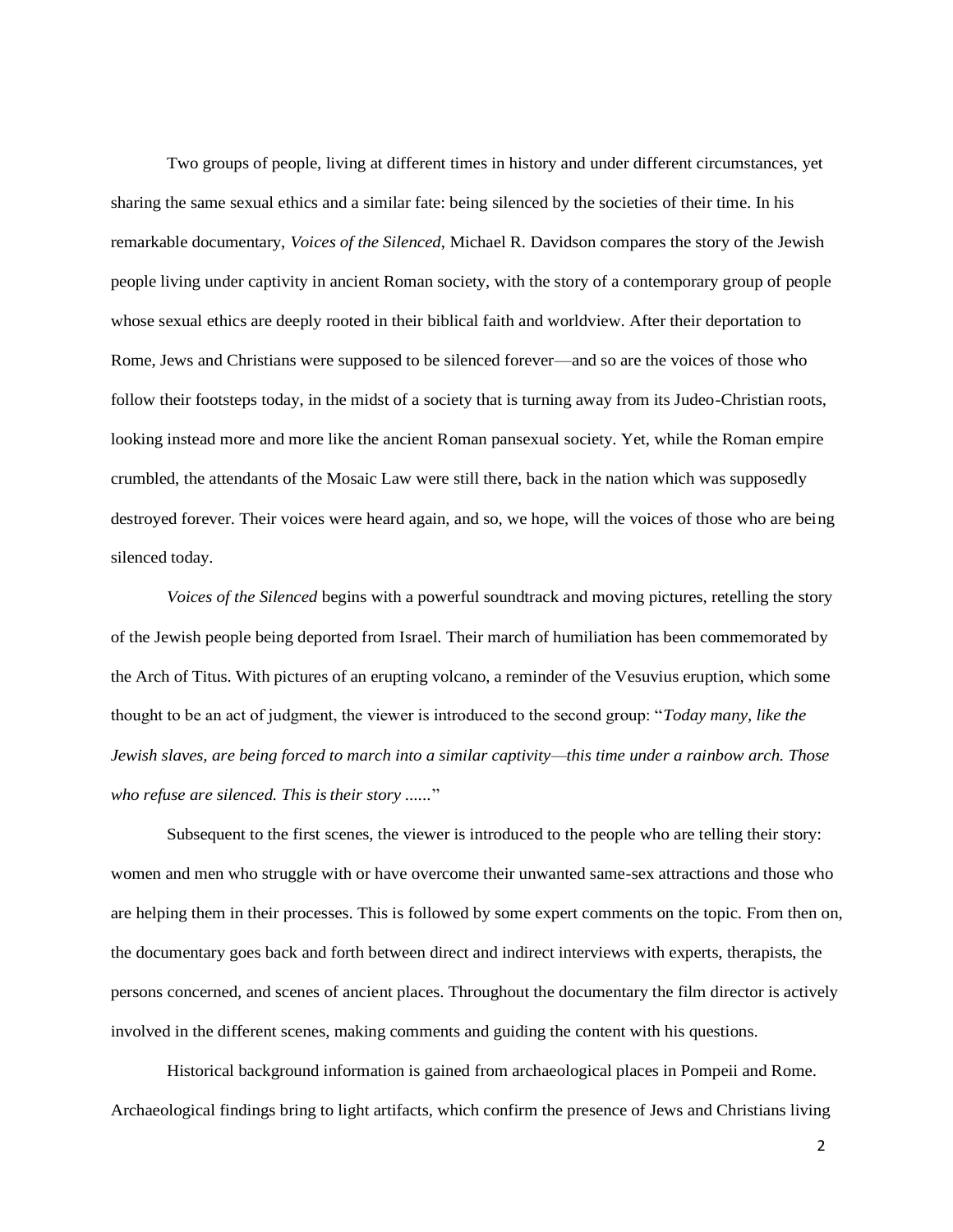Two groups of people, living at different times in history and under different circumstances, yet sharing the same sexual ethics and a similar fate: being silenced by the societies of their time. In his remarkable documentary, *Voices of the Silenced*, Michael R. Davidson compares the story of the Jewish people living under captivity in ancient Roman society, with the story of a contemporary group of people whose sexual ethics are deeply rooted in their biblical faith and worldview. After their deportation to Rome, Jews and Christians were supposed to be silenced forever—and so are the voices of those who follow their footsteps today, in the midst of a society that is turning away from its Judeo-Christian roots, looking instead more and more like the ancient Roman pansexual society. Yet, while the Roman empire crumbled, the attendants of the Mosaic Law were still there, back in the nation which was supposedly destroyed forever. Their voices were heard again, and so, we hope, will the voices of those who are being silenced today.

*Voices of the Silenced* begins with a powerful soundtrack and moving pictures, retelling the story of the Jewish people being deported from Israel. Their march of humiliation has been commemorated by the Arch of Titus. With pictures of an erupting volcano, a reminder of the Vesuvius eruption, which some thought to be an act of judgment, the viewer is introduced to the second group: "*Today many, like the Jewish slaves, are being forced to march into a similar captivity—this time under a rainbow arch. Those who refuse are silenced. This is their story ......*"

Subsequent to the first scenes, the viewer is introduced to the people who are telling their story: women and men who struggle with or have overcome their unwanted same-sex attractions and those who are helping them in their processes. This is followed by some expert comments on the topic. From then on, the documentary goes back and forth between direct and indirect interviews with experts, therapists, the persons concerned, and scenes of ancient places. Throughout the documentary the film director is actively involved in the different scenes, making comments and guiding the content with his questions.

Historical background information is gained from archaeological places in Pompeii and Rome. Archaeological findings bring to light artifacts, which confirm the presence of Jews and Christians living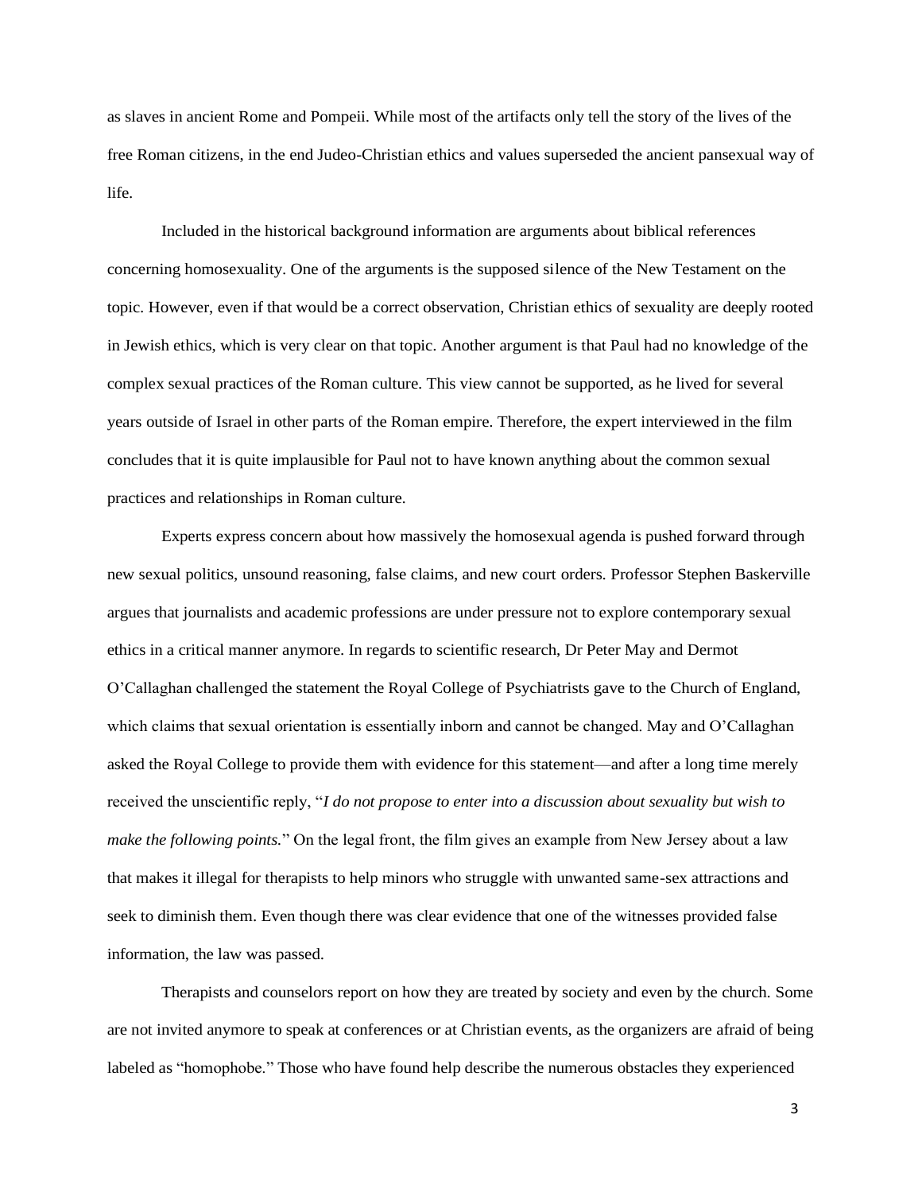as slaves in ancient Rome and Pompeii. While most of the artifacts only tell the story of the lives of the free Roman citizens, in the end Judeo-Christian ethics and values superseded the ancient pansexual way of life.

Included in the historical background information are arguments about biblical references concerning homosexuality. One of the arguments is the supposed silence of the New Testament on the topic. However, even if that would be a correct observation, Christian ethics of sexuality are deeply rooted in Jewish ethics, which is very clear on that topic. Another argument is that Paul had no knowledge of the complex sexual practices of the Roman culture. This view cannot be supported, as he lived for several years outside of Israel in other parts of the Roman empire. Therefore, the expert interviewed in the film concludes that it is quite implausible for Paul not to have known anything about the common sexual practices and relationships in Roman culture.

Experts express concern about how massively the homosexual agenda is pushed forward through new sexual politics, unsound reasoning, false claims, and new court orders. Professor Stephen Baskerville argues that journalists and academic professions are under pressure not to explore contemporary sexual ethics in a critical manner anymore. In regards to scientific research, Dr Peter May and Dermot O'Callaghan challenged the statement the Royal College of Psychiatrists gave to the Church of England, which claims that sexual orientation is essentially inborn and cannot be changed. May and O'Callaghan asked the Royal College to provide them with evidence for this statement—and after a long time merely received the unscientific reply, "*I do not propose to enter into a discussion about sexuality but wish to make the following points.*" On the legal front, the film gives an example from New Jersey about a law that makes it illegal for therapists to help minors who struggle with unwanted same-sex attractions and seek to diminish them. Even though there was clear evidence that one of the witnesses provided false information, the law was passed.

Therapists and counselors report on how they are treated by society and even by the church. Some are not invited anymore to speak at conferences or at Christian events, as the organizers are afraid of being labeled as "homophobe." Those who have found help describe the numerous obstacles they experienced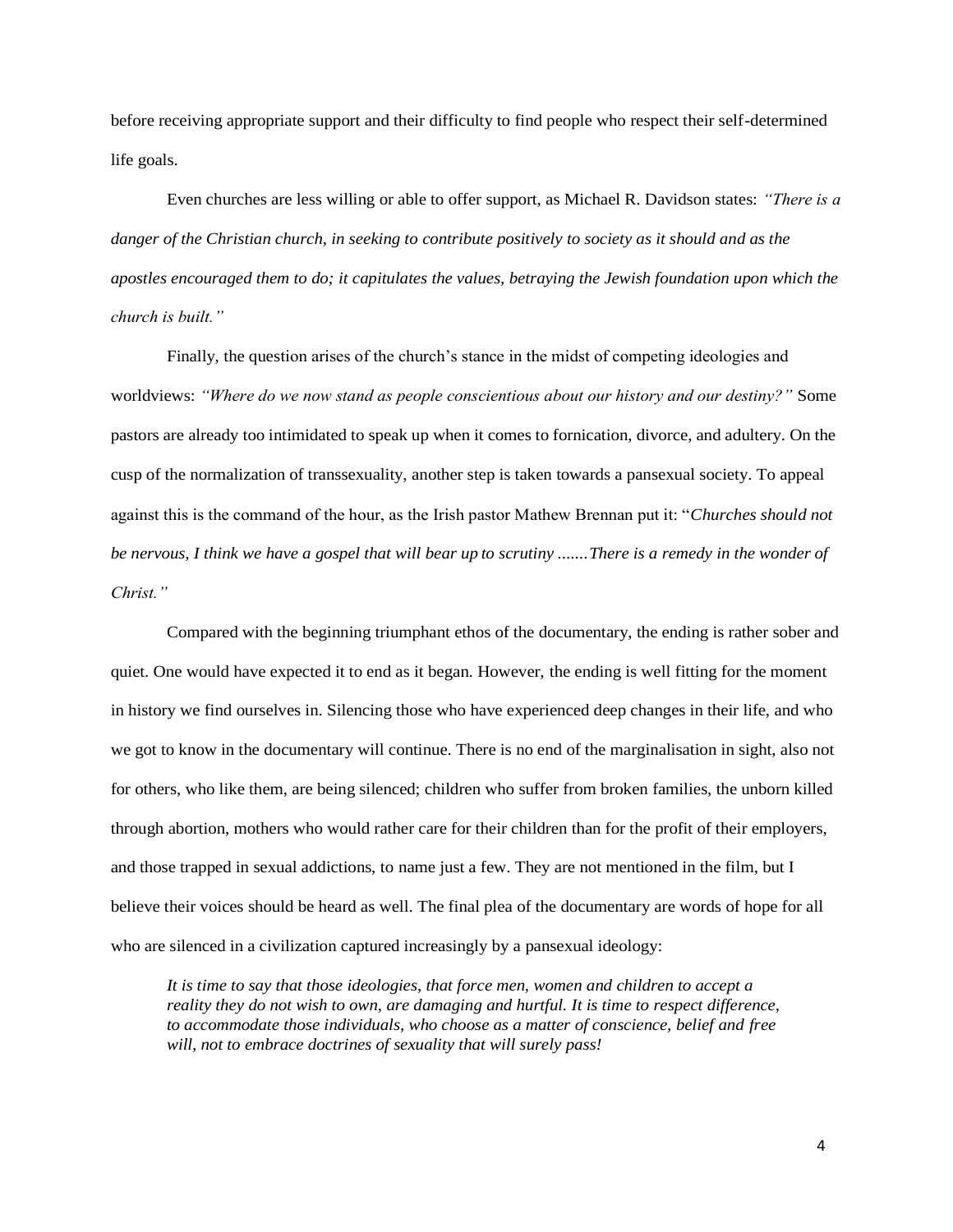before receiving appropriate support and their difficulty to find people who respect their self-determined life goals.

Even churches are less willing or able to offer support, as Michael R. Davidson states: *"There is a danger of the Christian church, in seeking to contribute positively to society as it should and as the apostles encouraged them to do; it capitulates the values, betraying the Jewish foundation upon which the church is built."*

Finally, the question arises of the church's stance in the midst of competing ideologies and worldviews: *"Where do we now stand as people conscientious about our history and our destiny?"* Some pastors are already too intimidated to speak up when it comes to fornication, divorce, and adultery. On the cusp of the normalization of transsexuality, another step is taken towards a pansexual society. To appeal against this is the command of the hour, as the Irish pastor Mathew Brennan put it: "*Churches should not be nervous, I think we have a gospel that will bear up to scrutiny .......There is a remedy in the wonder of Christ."*

Compared with the beginning triumphant ethos of the documentary, the ending is rather sober and quiet. One would have expected it to end as it began. However, the ending is well fitting for the moment in history we find ourselves in. Silencing those who have experienced deep changes in their life, and who we got to know in the documentary will continue. There is no end of the marginalisation in sight, also not for others, who like them, are being silenced; children who suffer from broken families, the unborn killed through abortion, mothers who would rather care for their children than for the profit of their employers, and those trapped in sexual addictions, to name just a few. They are not mentioned in the film, but I believe their voices should be heard as well. The final plea of the documentary are words of hope for all who are silenced in a civilization captured increasingly by a pansexual ideology:

> *It is time to say that those ideologies, that force men, women and children to accept a reality they do not wish to own, are damaging and hurtful. It is time to respect difference, to accommodate those individuals, who choose as a matter of conscience, belief and free will, not to embrace doctrines of sexuality that will surely pass!*